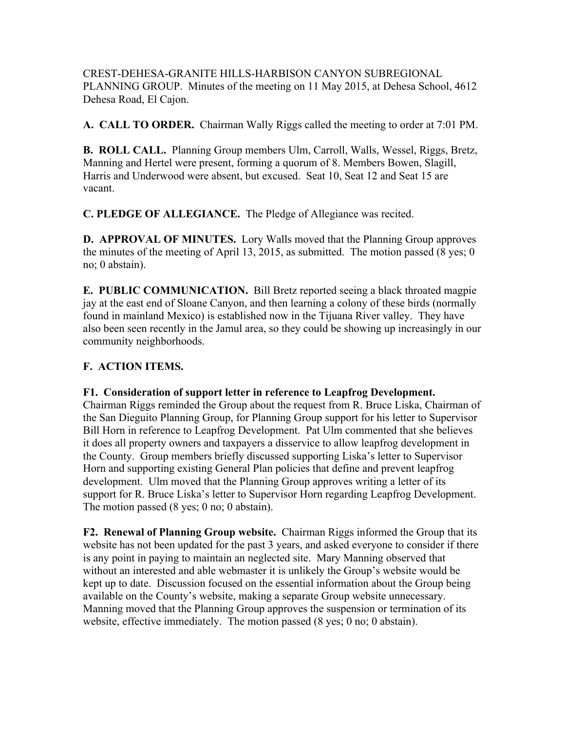CREST-DEHESA-GRANITE HILLS-HARBISON CANYON SUBREGIONAL PLANNING GROUP. Minutes of the meeting on 11 May 2015, at Dehesa School, 4612 Dehesa Road, El Cajon.

**A. CALL TO ORDER.** Chairman Wally Riggs called the meeting to order at 7:01 PM.

**B. ROLL CALL.** Planning Group members Ulm, Carroll, Walls, Wessel, Riggs, Bretz, Manning and Hertel were present, forming a quorum of 8. Members Bowen, Slagill, Harris and Underwood were absent, but excused. Seat 10, Seat 12 and Seat 15 are vacant.

**C. PLEDGE OF ALLEGIANCE.** The Pledge of Allegiance was recited.

**D. APPROVAL OF MINUTES.** Lory Walls moved that the Planning Group approves the minutes of the meeting of April 13, 2015, as submitted. The motion passed (8 yes; 0 no; 0 abstain).

**E. PUBLIC COMMUNICATION.** Bill Bretz reported seeing a black throated magpie jay at the east end of Sloane Canyon, and then learning a colony of these birds (normally found in mainland Mexico) is established now in the Tijuana River valley. They have also been seen recently in the Jamul area, so they could be showing up increasingly in our community neighborhoods.

**F. ACTION ITEMS.**

**F1. Consideration of support letter in reference to Leapfrog Development.** Chairman Riggs reminded the Group about the request from R. Bruce Liska, Chairman of the San Dieguito Planning Group, for Planning Group support for his letter to Supervisor Bill Horn in reference to Leapfrog Development. Pat Ulm commented that she believes it does all property owners and taxpayers a disservice to allow leapfrog development in the County. Group members briefly discussed supporting Liska's letter to Supervisor Horn and supporting existing General Plan policies that define and prevent leapfrog development. Ulm moved that the Planning Group approves writing a letter of its support for R. Bruce Liska's letter to Supervisor Horn regarding Leapfrog Development. The motion passed (8 yes; 0 no; 0 abstain).

**F2. Renewal of Planning Group website.** Chairman Riggs informed the Group that its website has not been updated for the past 3 years, and asked everyone to consider if there is any point in paying to maintain an neglected site. Mary Manning observed that without an interested and able webmaster it is unlikely the Group's website would be kept up to date. Discussion focused on the essential information about the Group being available on the County's website, making a separate Group website unnecessary. Manning moved that the Planning Group approves the suspension or termination of its website, effective immediately. The motion passed (8 yes; 0 no; 0 abstain).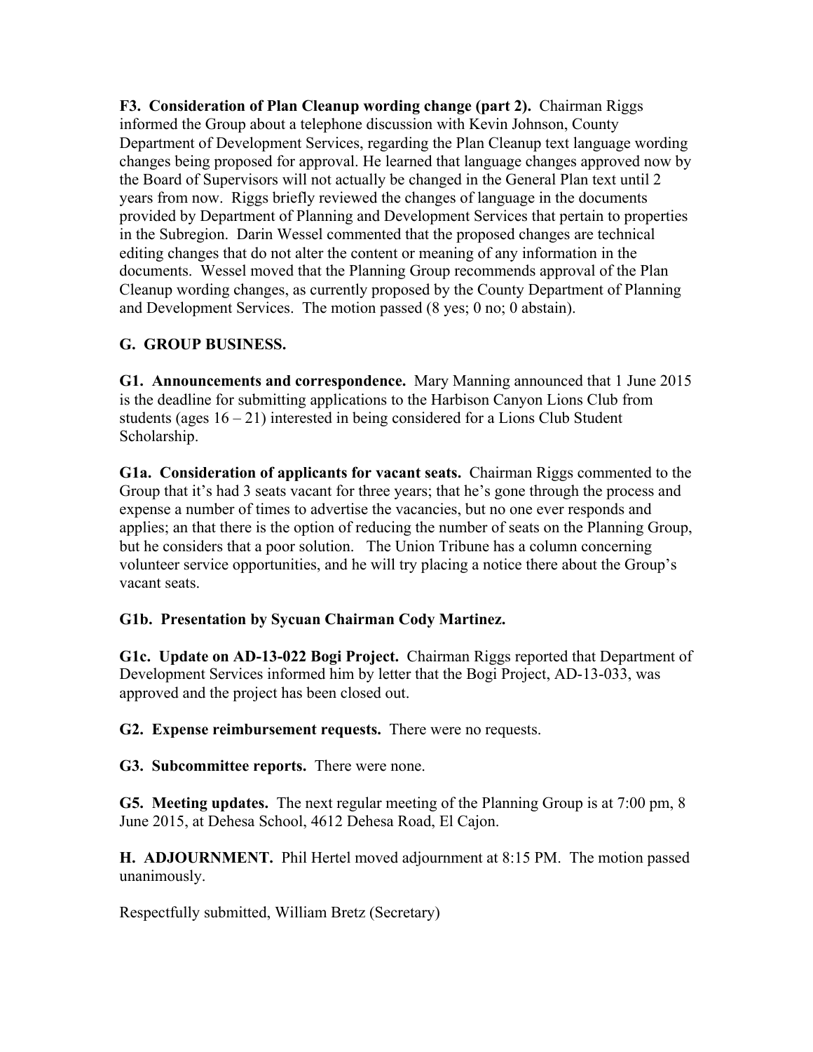**F3. Consideration of Plan Cleanup wording change (part 2).** Chairman Riggs informed the Group about a telephone discussion with Kevin Johnson, County Department of Development Services, regarding the Plan Cleanup text language wording changes being proposed for approval. He learned that language changes approved now by the Board of Supervisors will not actually be changed in the General Plan text until 2 years from now. Riggs briefly reviewed the changes of language in the documents provided by Department of Planning and Development Services that pertain to properties in the Subregion. Darin Wessel commented that the proposed changes are technical editing changes that do not alter the content or meaning of any information in the documents. Wessel moved that the Planning Group recommends approval of the Plan Cleanup wording changes, as currently proposed by the County Department of Planning and Development Services. The motion passed (8 yes; 0 no; 0 abstain).

**G. GROUP BUSINESS.**

**G1. Announcements and correspondence.** Mary Manning announced that 1 June 2015 is the deadline for submitting applications to the Harbison Canyon Lions Club from students (ages 16 – 21) interested in being considered for a Lions Club Student Scholarship.

**G1a. Consideration of applicants for vacant seats.** Chairman Riggs commented to the Group that it's had 3 seats vacant for three years; that he's gone through the process and expense a number of times to advertise the vacancies, but no one ever responds and applies; an that there is the option of reducing the number of seats on the Planning Group, but he considers that a poor solution. The Union Tribune has a column concerning volunteer service opportunities, and he will try placing a notice there about the Group's vacant seats.

**G1b. Presentation by Sycuan Chairman Cody Martinez.**

**G1c. Update on AD-13-022 Bogi Project.** Chairman Riggs reported that Department of Development Services informed him by letter that the Bogi Project, AD-13-033, was approved and the project has been closed out.

**G2. Expense reimbursement requests.** There were no requests.

**G3. Subcommittee reports.** There were none.

**G5. Meeting updates.** The next regular meeting of the Planning Group is at 7:00 pm, 8 June 2015, at Dehesa School, 4612 Dehesa Road, El Cajon.

**H. ADJOURNMENT.** Phil Hertel moved adjournment at 8:15 PM. The motion passed unanimously.

Respectfully submitted, William Bretz (Secretary)